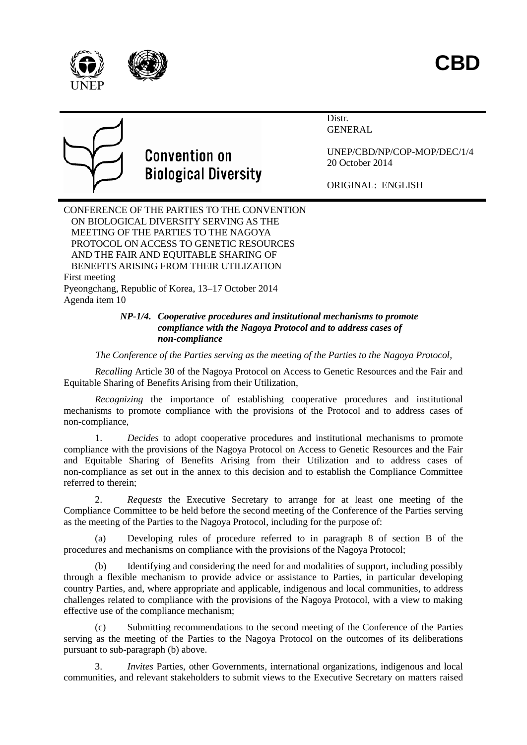CBD

Convention on Biological Diversity

Distr.
GENERAL

UNEP/CBD/NP/COP-MOP/DEC/1/4
20 October 2014

ORIGINAL: ENGLISH

CONFERENCE OF THE PARTIES TO THE CONVENTION ON BIOLOGICAL DIVERSITY SERVING AS THE MEETING OF THE PARTIES TO THE NAGOYA PROTOCOL ON ACCESS TO GENETIC RESOURCES AND THE FAIR AND EQUITABLE SHARING OF BENEFITS ARISING FROM THEIR UTILIZATION
First meeting
Pyeongchang, Republic of Korea, 13–17 October 2014
Agenda item 10

## *NP-1/4. Cooperative procedures and institutional mechanisms to promote compliance with the Nagoya Protocol and to address cases of non-compliance*

*The Conference of the Parties serving as the meeting of the Parties to the Nagoya Protocol,*

*Recalling* Article 30 of the Nagoya Protocol on Access to Genetic Resources and the Fair and Equitable Sharing of Benefits Arising from their Utilization,

*Recognizing* the importance of establishing cooperative procedures and institutional mechanisms to promote compliance with the provisions of the Protocol and to address cases of non-compliance,

1. *Decides* to adopt cooperative procedures and institutional mechanisms to promote compliance with the provisions of the Nagoya Protocol on Access to Genetic Resources and the Fair and Equitable Sharing of Benefits Arising from their Utilization and to address cases of non-compliance as set out in the annex to this decision and to establish the Compliance Committee referred to therein;

2. *Requests* the Executive Secretary to arrange for at least one meeting of the Compliance Committee to be held before the second meeting of the Conference of the Parties serving as the meeting of the Parties to the Nagoya Protocol, including for the purpose of:

(a) Developing rules of procedure referred to in paragraph 8 of section B of the procedures and mechanisms on compliance with the provisions of the Nagoya Protocol;

(b) Identifying and considering the need for and modalities of support, including possibly through a flexible mechanism to provide advice or assistance to Parties, in particular developing country Parties, and, where appropriate and applicable, indigenous and local communities, to address challenges related to compliance with the provisions of the Nagoya Protocol, with a view to making effective use of the compliance mechanism;

(c) Submitting recommendations to the second meeting of the Conference of the Parties serving as the meeting of the Parties to the Nagoya Protocol on the outcomes of its deliberations pursuant to sub-paragraph (b) above.

3. *Invites* Parties, other Governments, international organizations, indigenous and local communities, and relevant stakeholders to submit views to the Executive Secretary on matters raised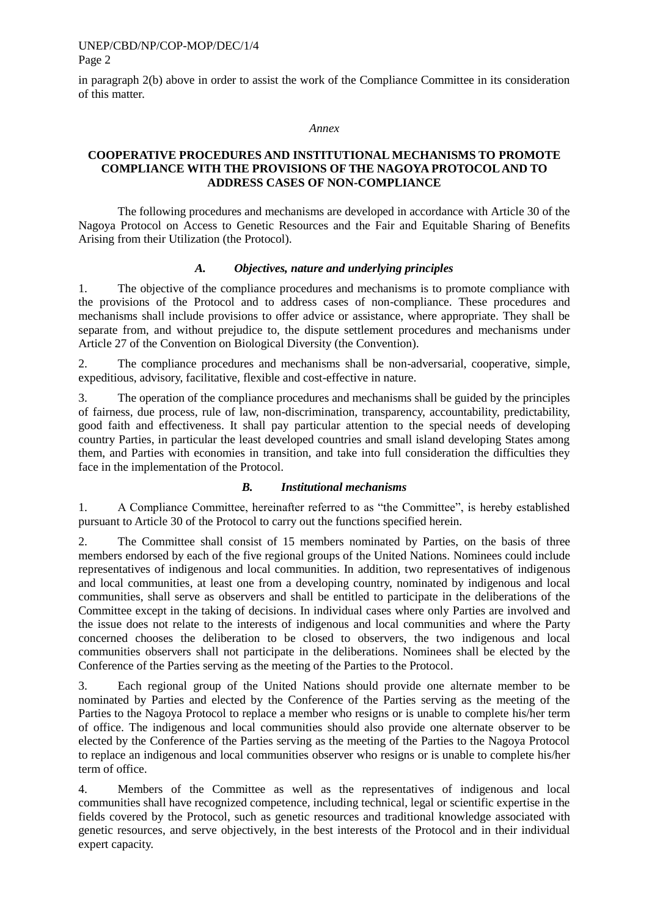in paragraph 2(b) above in order to assist the work of the Compliance Committee in its consideration of this matter.

*Annex*

**COOPERATIVE PROCEDURES AND INSTITUTIONAL MECHANISMS TO PROMOTE COMPLIANCE WITH THE PROVISIONS OF THE NAGOYA PROTOCOL AND TO ADDRESS CASES OF NON-COMPLIANCE**

The following procedures and mechanisms are developed in accordance with Article 30 of the Nagoya Protocol on Access to Genetic Resources and the Fair and Equitable Sharing of Benefits Arising from their Utilization (the Protocol).

### *A. Objectives, nature and underlying principles*

1. The objective of the compliance procedures and mechanisms is to promote compliance with the provisions of the Protocol and to address cases of non-compliance. These procedures and mechanisms shall include provisions to offer advice or assistance, where appropriate. They shall be separate from, and without prejudice to, the dispute settlement procedures and mechanisms under Article 27 of the Convention on Biological Diversity (the Convention).

2. The compliance procedures and mechanisms shall be non-adversarial, cooperative, simple, expeditious, advisory, facilitative, flexible and cost-effective in nature.

3. The operation of the compliance procedures and mechanisms shall be guided by the principles of fairness, due process, rule of law, non-discrimination, transparency, accountability, predictability, good faith and effectiveness. It shall pay particular attention to the special needs of developing country Parties, in particular the least developed countries and small island developing States among them, and Parties with economies in transition, and take into full consideration the difficulties they face in the implementation of the Protocol.

### *B. Institutional mechanisms*

1. A Compliance Committee, hereinafter referred to as "the Committee", is hereby established pursuant to Article 30 of the Protocol to carry out the functions specified herein.

2. The Committee shall consist of 15 members nominated by Parties, on the basis of three members endorsed by each of the five regional groups of the United Nations. Nominees could include representatives of indigenous and local communities. In addition, two representatives of indigenous and local communities, at least one from a developing country, nominated by indigenous and local communities, shall serve as observers and shall be entitled to participate in the deliberations of the Committee except in the taking of decisions. In individual cases where only Parties are involved and the issue does not relate to the interests of indigenous and local communities and where the Party concerned chooses the deliberation to be closed to observers, the two indigenous and local communities observers shall not participate in the deliberations. Nominees shall be elected by the Conference of the Parties serving as the meeting of the Parties to the Protocol.

3. Each regional group of the United Nations should provide one alternate member to be nominated by Parties and elected by the Conference of the Parties serving as the meeting of the Parties to the Nagoya Protocol to replace a member who resigns or is unable to complete his/her term of office. The indigenous and local communities should also provide one alternate observer to be elected by the Conference of the Parties serving as the meeting of the Parties to the Nagoya Protocol to replace an indigenous and local communities observer who resigns or is unable to complete his/her term of office.

4. Members of the Committee as well as the representatives of indigenous and local communities shall have recognized competence, including technical, legal or scientific expertise in the fields covered by the Protocol, such as genetic resources and traditional knowledge associated with genetic resources, and serve objectively, in the best interests of the Protocol and in their individual expert capacity.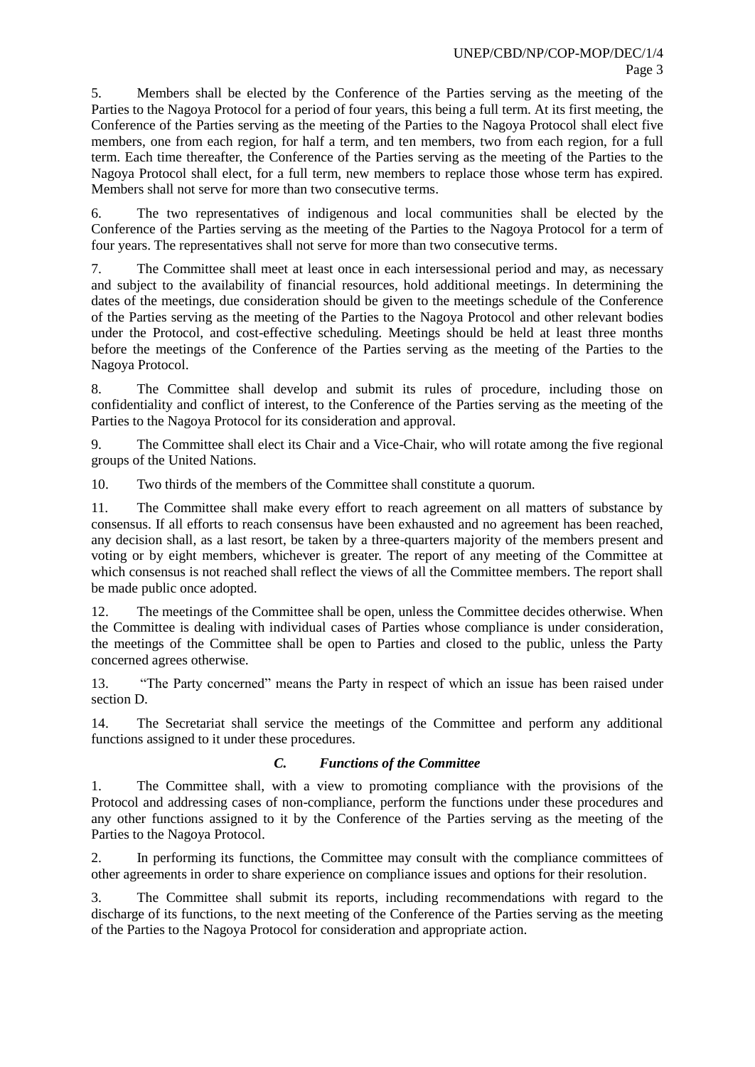5. Members shall be elected by the Conference of the Parties serving as the meeting of the Parties to the Nagoya Protocol for a period of four years, this being a full term. At its first meeting, the Conference of the Parties serving as the meeting of the Parties to the Nagoya Protocol shall elect five members, one from each region, for half a term, and ten members, two from each region, for a full term. Each time thereafter, the Conference of the Parties serving as the meeting of the Parties to the Nagoya Protocol shall elect, for a full term, new members to replace those whose term has expired. Members shall not serve for more than two consecutive terms.

6. The two representatives of indigenous and local communities shall be elected by the Conference of the Parties serving as the meeting of the Parties to the Nagoya Protocol for a term of four years. The representatives shall not serve for more than two consecutive terms.

7. The Committee shall meet at least once in each intersessional period and may, as necessary and subject to the availability of financial resources, hold additional meetings. In determining the dates of the meetings, due consideration should be given to the meetings schedule of the Conference of the Parties serving as the meeting of the Parties to the Nagoya Protocol and other relevant bodies under the Protocol, and cost-effective scheduling. Meetings should be held at least three months before the meetings of the Conference of the Parties serving as the meeting of the Parties to the Nagoya Protocol.

8. The Committee shall develop and submit its rules of procedure, including those on confidentiality and conflict of interest, to the Conference of the Parties serving as the meeting of the Parties to the Nagoya Protocol for its consideration and approval.

9. The Committee shall elect its Chair and a Vice-Chair, who will rotate among the five regional groups of the United Nations.

10. Two thirds of the members of the Committee shall constitute a quorum.

11. The Committee shall make every effort to reach agreement on all matters of substance by consensus. If all efforts to reach consensus have been exhausted and no agreement has been reached, any decision shall, as a last resort, be taken by a three-quarters majority of the members present and voting or by eight members, whichever is greater. The report of any meeting of the Committee at which consensus is not reached shall reflect the views of all the Committee members. The report shall be made public once adopted.

12. The meetings of the Committee shall be open, unless the Committee decides otherwise. When the Committee is dealing with individual cases of Parties whose compliance is under consideration, the meetings of the Committee shall be open to Parties and closed to the public, unless the Party concerned agrees otherwise.

13. "The Party concerned" means the Party in respect of which an issue has been raised under section D.

14. The Secretariat shall service the meetings of the Committee and perform any additional functions assigned to it under these procedures.

### *C. Functions of the Committee*

1. The Committee shall, with a view to promoting compliance with the provisions of the Protocol and addressing cases of non-compliance, perform the functions under these procedures and any other functions assigned to it by the Conference of the Parties serving as the meeting of the Parties to the Nagoya Protocol.

2. In performing its functions, the Committee may consult with the compliance committees of other agreements in order to share experience on compliance issues and options for their resolution.

3. The Committee shall submit its reports, including recommendations with regard to the discharge of its functions, to the next meeting of the Conference of the Parties serving as the meeting of the Parties to the Nagoya Protocol for consideration and appropriate action.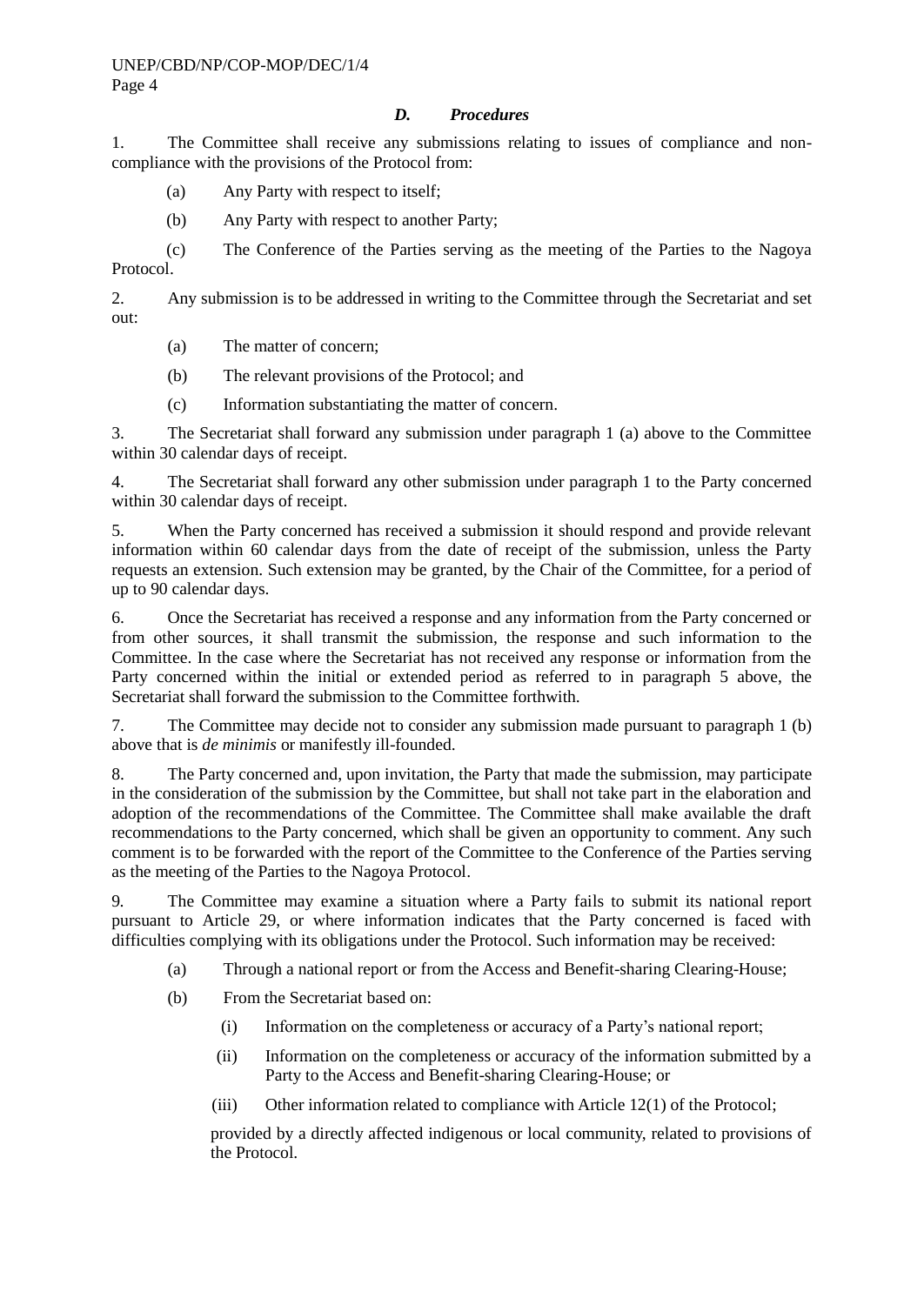### *D. Procedures*

1. The Committee shall receive any submissions relating to issues of compliance and non-compliance with the provisions of the Protocol from:

   (a) Any Party with respect to itself;

   (b) Any Party with respect to another Party;

   (c) The Conference of the Parties serving as the meeting of the Parties to the Nagoya Protocol.

2. Any submission is to be addressed in writing to the Committee through the Secretariat and set out:

   (a) The matter of concern;

   (b) The relevant provisions of the Protocol; and

   (c) Information substantiating the matter of concern.

3. The Secretariat shall forward any submission under paragraph 1 (a) above to the Committee within 30 calendar days of receipt.

4. The Secretariat shall forward any other submission under paragraph 1 to the Party concerned within 30 calendar days of receipt.

5. When the Party concerned has received a submission it should respond and provide relevant information within 60 calendar days from the date of receipt of the submission, unless the Party requests an extension. Such extension may be granted, by the Chair of the Committee, for a period of up to 90 calendar days.

6. Once the Secretariat has received a response and any information from the Party concerned or from other sources, it shall transmit the submission, the response and such information to the Committee. In the case where the Secretariat has not received any response or information from the Party concerned within the initial or extended period as referred to in paragraph 5 above, the Secretariat shall forward the submission to the Committee forthwith.

7. The Committee may decide not to consider any submission made pursuant to paragraph 1 (b) above that is *de minimis* or manifestly ill-founded.

8. The Party concerned and, upon invitation, the Party that made the submission, may participate in the consideration of the submission by the Committee, but shall not take part in the elaboration and adoption of the recommendations of the Committee. The Committee shall make available the draft recommendations to the Party concerned, which shall be given an opportunity to comment. Any such comment is to be forwarded with the report of the Committee to the Conference of the Parties serving as the meeting of the Parties to the Nagoya Protocol.

9. The Committee may examine a situation where a Party fails to submit its national report pursuant to Article 29, or where information indicates that the Party concerned is faced with difficulties complying with its obligations under the Protocol. Such information may be received:

   (a) Through a national report or from the Access and Benefit-sharing Clearing-House;

   (b) From the Secretariat based on:

      (i) Information on the completeness or accuracy of a Party's national report;

      (ii) Information on the completeness or accuracy of the information submitted by a Party to the Access and Benefit-sharing Clearing-House; or

      (iii) Other information related to compliance with Article 12(1) of the Protocol;

   provided by a directly affected indigenous or local community, related to provisions of the Protocol.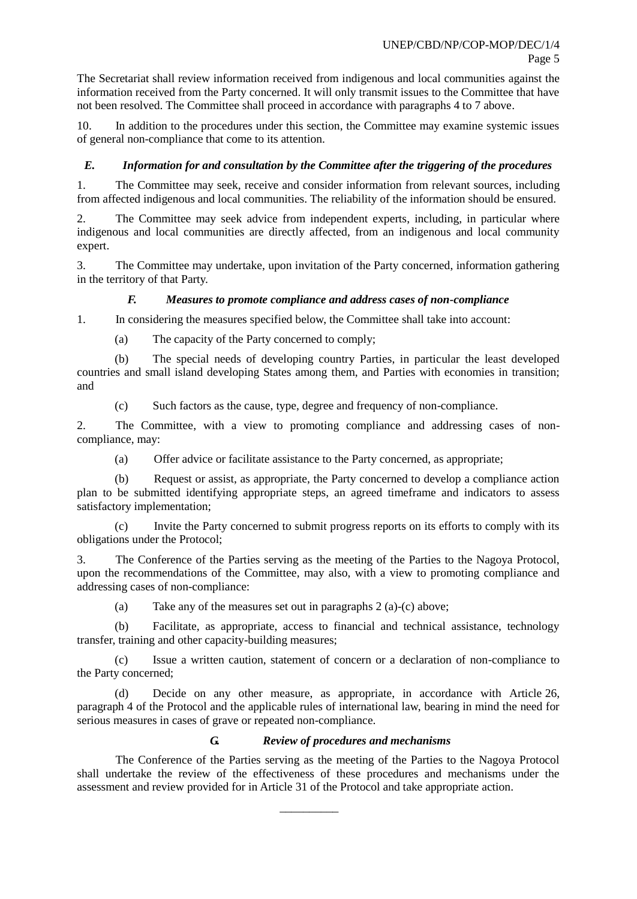The Secretariat shall review information received from indigenous and local communities against the information received from the Party concerned. It will only transmit issues to the Committee that have not been resolved. The Committee shall proceed in accordance with paragraphs 4 to 7 above.

10. In addition to the procedures under this section, the Committee may examine systemic issues of general non-compliance that come to its attention.

### *E. Information for and consultation by the Committee after the triggering of the procedures*

1. The Committee may seek, receive and consider information from relevant sources, including from affected indigenous and local communities. The reliability of the information should be ensured.

2. The Committee may seek advice from independent experts, including, in particular where indigenous and local communities are directly affected, from an indigenous and local community expert.

3. The Committee may undertake, upon invitation of the Party concerned, information gathering in the territory of that Party.

### *F. Measures to promote compliance and address cases of non-compliance*

1. In considering the measures specified below, the Committee shall take into account:

(a) The capacity of the Party concerned to comply;

(b) The special needs of developing country Parties, in particular the least developed countries and small island developing States among them, and Parties with economies in transition; and

(c) Such factors as the cause, type, degree and frequency of non-compliance.

2. The Committee, with a view to promoting compliance and addressing cases of non-compliance, may:

(a) Offer advice or facilitate assistance to the Party concerned, as appropriate;

(b) Request or assist, as appropriate, the Party concerned to develop a compliance action plan to be submitted identifying appropriate steps, an agreed timeframe and indicators to assess satisfactory implementation;

(c) Invite the Party concerned to submit progress reports on its efforts to comply with its obligations under the Protocol;

3. The Conference of the Parties serving as the meeting of the Parties to the Nagoya Protocol, upon the recommendations of the Committee, may also, with a view to promoting compliance and addressing cases of non-compliance:

(a) Take any of the measures set out in paragraphs 2 (a)-(c) above;

(b) Facilitate, as appropriate, access to financial and technical assistance, technology transfer, training and other capacity-building measures;

(c) Issue a written caution, statement of concern or a declaration of non-compliance to the Party concerned;

(d) Decide on any other measure, as appropriate, in accordance with Article 26, paragraph 4 of the Protocol and the applicable rules of international law, bearing in mind the need for serious measures in cases of grave or repeated non-compliance.

### *G. Review of procedures and mechanisms*

The Conference of the Parties serving as the meeting of the Parties to the Nagoya Protocol shall undertake the review of the effectiveness of these procedures and mechanisms under the assessment and review provided for in Article 31 of the Protocol and take appropriate action.

__________